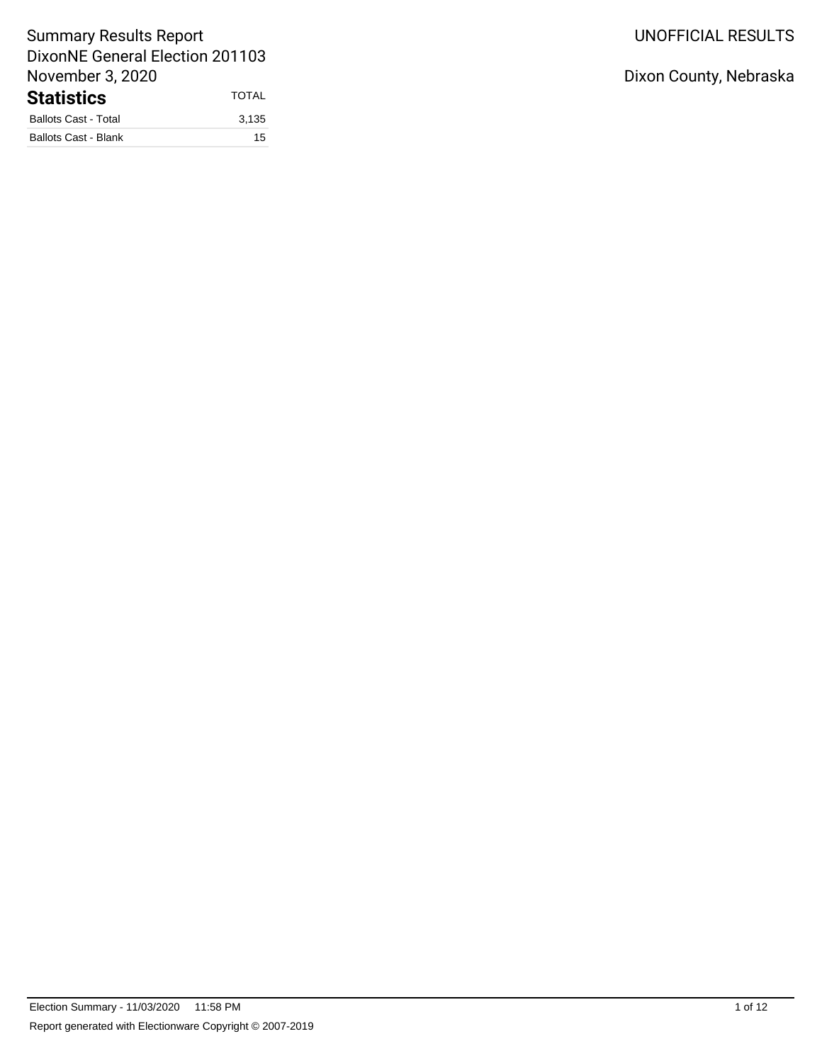Summary Results Report
DixonNE General Election 201103
November 3, 2020

UNOFFICIAL RESULTS

Dixon County, Nebraska

## Statistics

| | TOTAL |
|---|---|
| Ballots Cast - Total | 3,135 |
| Ballots Cast - Blank | 15 |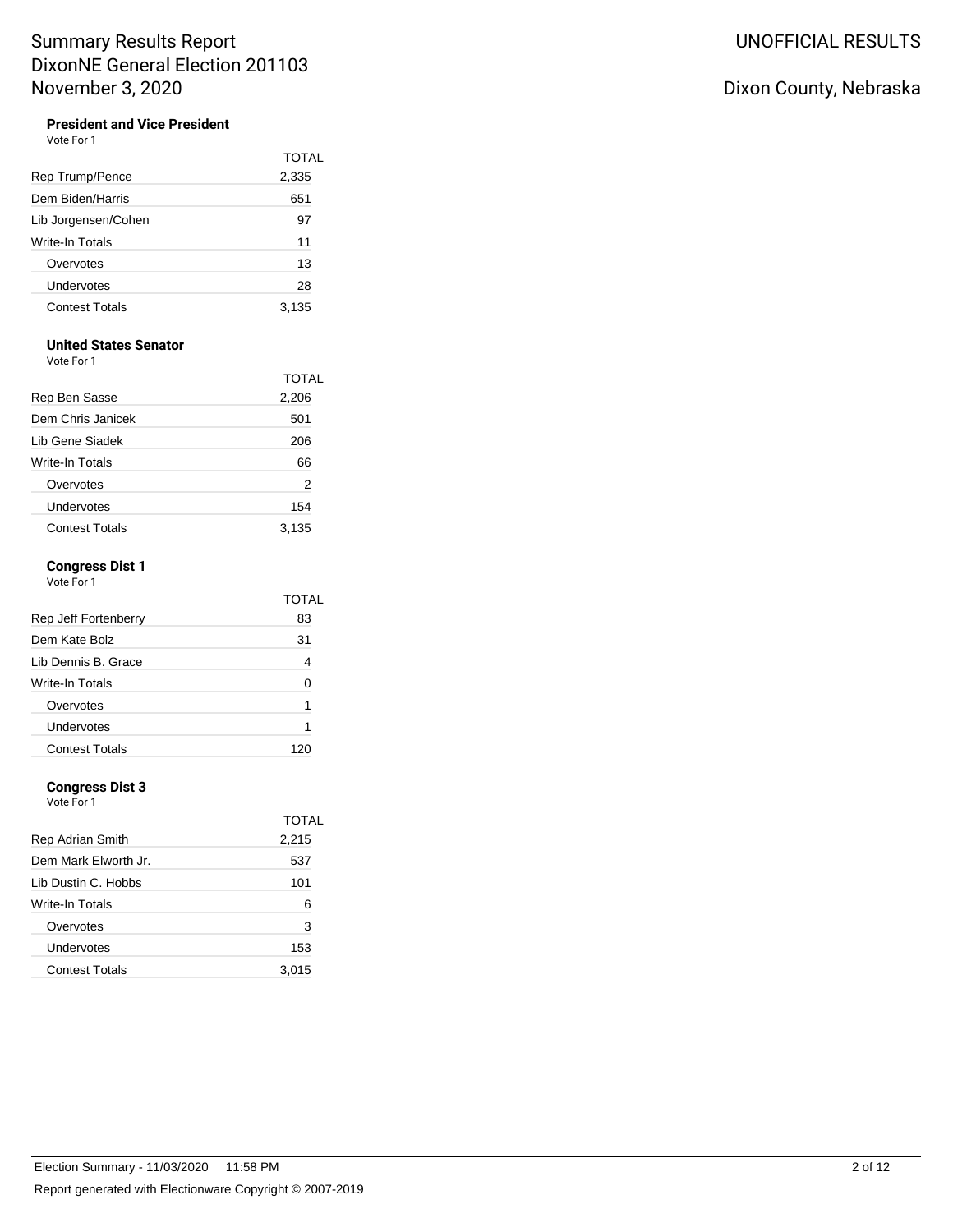# Summary Results Report
# DixonNE General Election 201103
# November 3, 2020

UNOFFICIAL RESULTS

Dixon County, Nebraska

### President and Vice President

Vote For 1

| | TOTAL |
|---|---|
| Rep Trump/Pence | 2,335 |
| Dem Biden/Harris | 651 |
| Lib Jorgensen/Cohen | 97 |
| Write-In Totals | 11 |
| Overvotes | 13 |
| Undervotes | 28 |
| Contest Totals | 3,135 |

### United States Senator

Vote For 1

| | TOTAL |
|---|---|
| Rep Ben Sasse | 2,206 |
| Dem Chris Janicek | 501 |
| Lib Gene Siadek | 206 |
| Write-In Totals | 66 |
| Overvotes | 2 |
| Undervotes | 154 |
| Contest Totals | 3,135 |

### Congress Dist 1

Vote For 1

| | TOTAL |
|---|---|
| Rep Jeff Fortenberry | 83 |
| Dem Kate Bolz | 31 |
| Lib Dennis B. Grace | 4 |
| Write-In Totals | 0 |
| Overvotes | 1 |
| Undervotes | 1 |
| Contest Totals | 120 |

### Congress Dist 3

Vote For 1

| | TOTAL |
|---|---|
| Rep Adrian Smith | 2,215 |
| Dem Mark Elworth Jr. | 537 |
| Lib Dustin C. Hobbs | 101 |
| Write-In Totals | 6 |
| Overvotes | 3 |
| Undervotes | 153 |
| Contest Totals | 3,015 |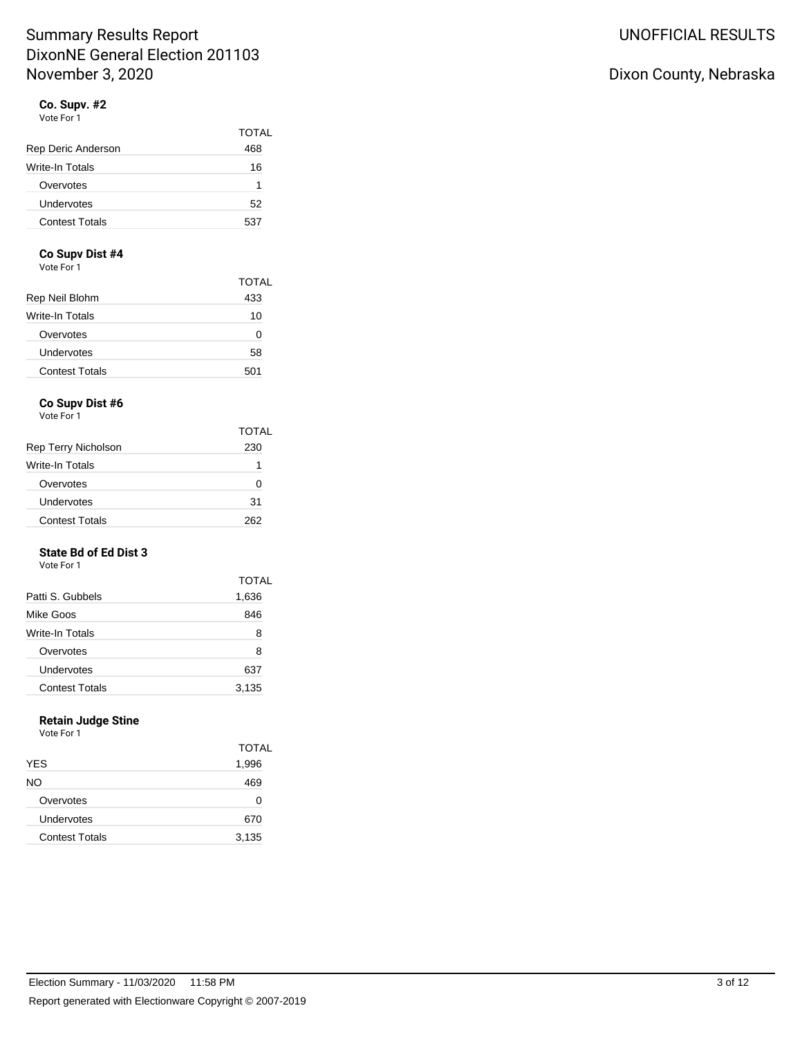# Summary Results Report
# DixonNE General Election 201103
# November 3, 2020

UNOFFICIAL RESULTS

Dixon County, Nebraska

### Co. Supv. #2

Vote For 1

| | TOTAL |
|---|---|
| Rep Deric Anderson | 468 |
| Write-In Totals | 16 |
| Overvotes | 1 |
| Undervotes | 52 |
| Contest Totals | 537 |

### Co Supv Dist #4

Vote For 1

| | TOTAL |
|---|---|
| Rep Neil Blohm | 433 |
| Write-In Totals | 10 |
| Overvotes | 0 |
| Undervotes | 58 |
| Contest Totals | 501 |

### Co Supv Dist #6

Vote For 1

| | TOTAL |
|---|---|
| Rep Terry Nicholson | 230 |
| Write-In Totals | 1 |
| Overvotes | 0 |
| Undervotes | 31 |
| Contest Totals | 262 |

### State Bd of Ed Dist 3

Vote For 1

| | TOTAL |
|---|---|
| Patti S. Gubbels | 1,636 |
| Mike Goos | 846 |
| Write-In Totals | 8 |
| Overvotes | 8 |
| Undervotes | 637 |
| Contest Totals | 3,135 |

### Retain Judge Stine

Vote For 1

| | TOTAL |
|---|---|
| YES | 1,996 |
| NO | 469 |
| Overvotes | 0 |
| Undervotes | 670 |
| Contest Totals | 3,135 |

Election Summary - 11/03/2020 11:58 PM

Report generated with Electionware Copyright © 2007-2019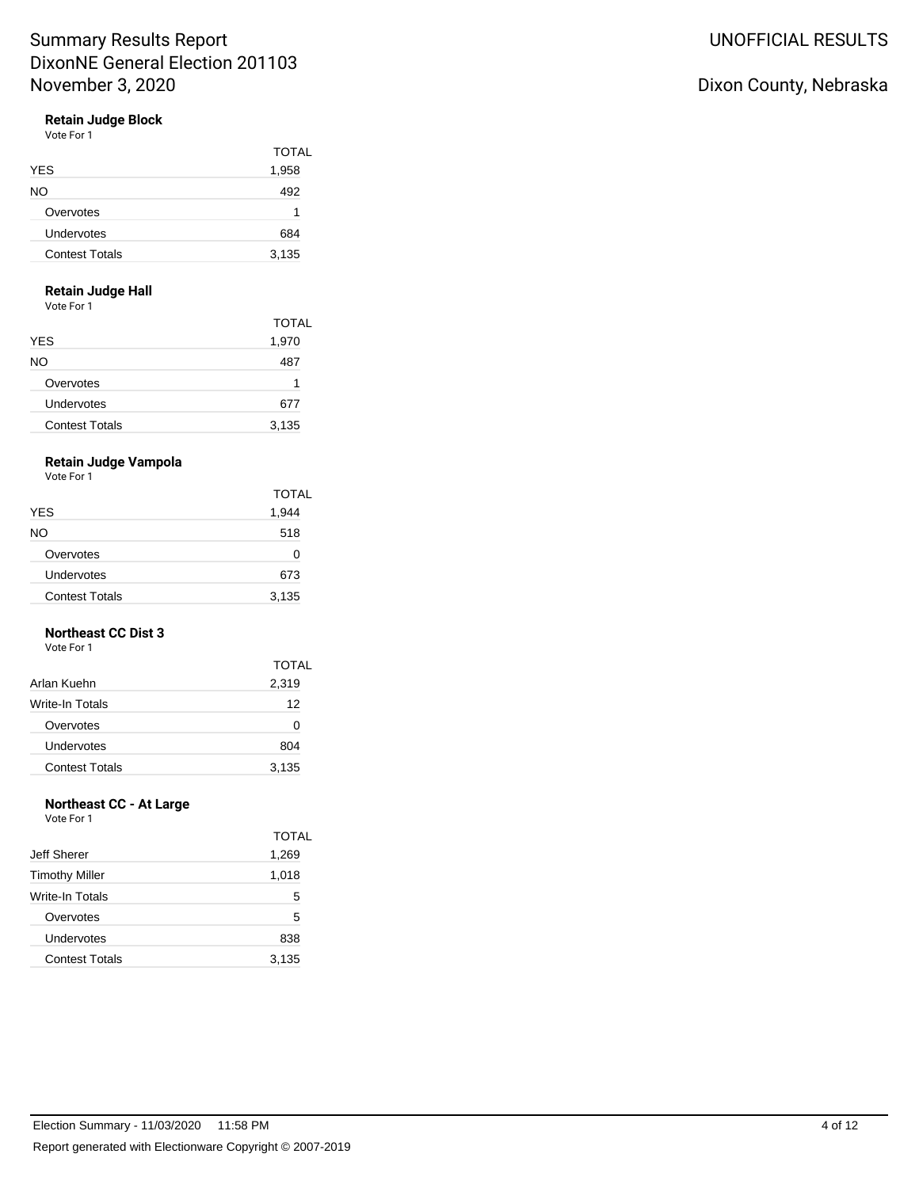### Retain Judge Block

Vote For 1

| | TOTAL |
|---|---|
| YES | 1,958 |
| NO | 492 |
| Overvotes | 1 |
| Undervotes | 684 |
| Contest Totals | 3,135 |

### Retain Judge Hall

Vote For 1

| | TOTAL |
|---|---|
| YES | 1,970 |
| NO | 487 |
| Overvotes | 1 |
| Undervotes | 677 |
| Contest Totals | 3,135 |

### Retain Judge Vampola

Vote For 1

| | TOTAL |
|---|---|
| YES | 1,944 |
| NO | 518 |
| Overvotes | 0 |
| Undervotes | 673 |
| Contest Totals | 3,135 |

### Northeast CC Dist 3

Vote For 1

| | TOTAL |
|---|---|
| Arlan Kuehn | 2,319 |
| Write-In Totals | 12 |
| Overvotes | 0 |
| Undervotes | 804 |
| Contest Totals | 3,135 |

### Northeast CC - At Large

Vote For 1

| | TOTAL |
|---|---|
| Jeff Sherer | 1,269 |
| Timothy Miller | 1,018 |
| Write-In Totals | 5 |
| Overvotes | 5 |
| Undervotes | 838 |
| Contest Totals | 3,135 |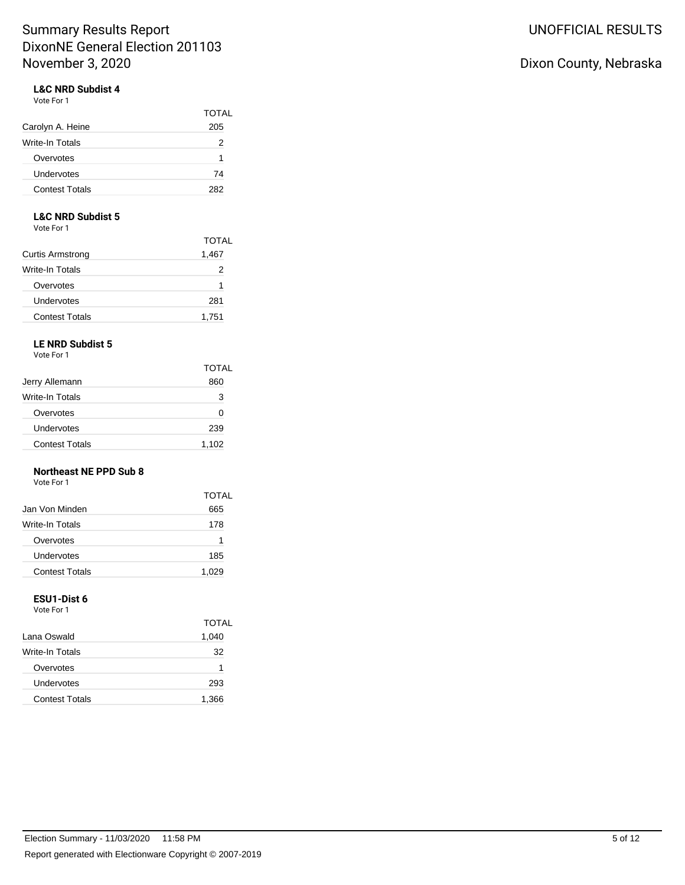**L&C NRD Subdist 4**
Vote For 1

| | TOTAL |
|---|---|
| Carolyn A. Heine | 205 |
| Write-In Totals | 2 |
| Overvotes | 1 |
| Undervotes | 74 |
| Contest Totals | 282 |

**L&C NRD Subdist 5**
Vote For 1

| | TOTAL |
|---|---|
| Curtis Armstrong | 1,467 |
| Write-In Totals | 2 |
| Overvotes | 1 |
| Undervotes | 281 |
| Contest Totals | 1,751 |

**LE NRD Subdist 5**
Vote For 1

| | TOTAL |
|---|---|
| Jerry Allemann | 860 |
| Write-In Totals | 3 |
| Overvotes | 0 |
| Undervotes | 239 |
| Contest Totals | 1,102 |

**Northeast NE PPD Sub 8**
Vote For 1

| | TOTAL |
|---|---|
| Jan Von Minden | 665 |
| Write-In Totals | 178 |
| Overvotes | 1 |
| Undervotes | 185 |
| Contest Totals | 1,029 |

**ESU1-Dist 6**
Vote For 1

| | TOTAL |
|---|---|
| Lana Oswald | 1,040 |
| Write-In Totals | 32 |
| Overvotes | 1 |
| Undervotes | 293 |
| Contest Totals | 1,366 |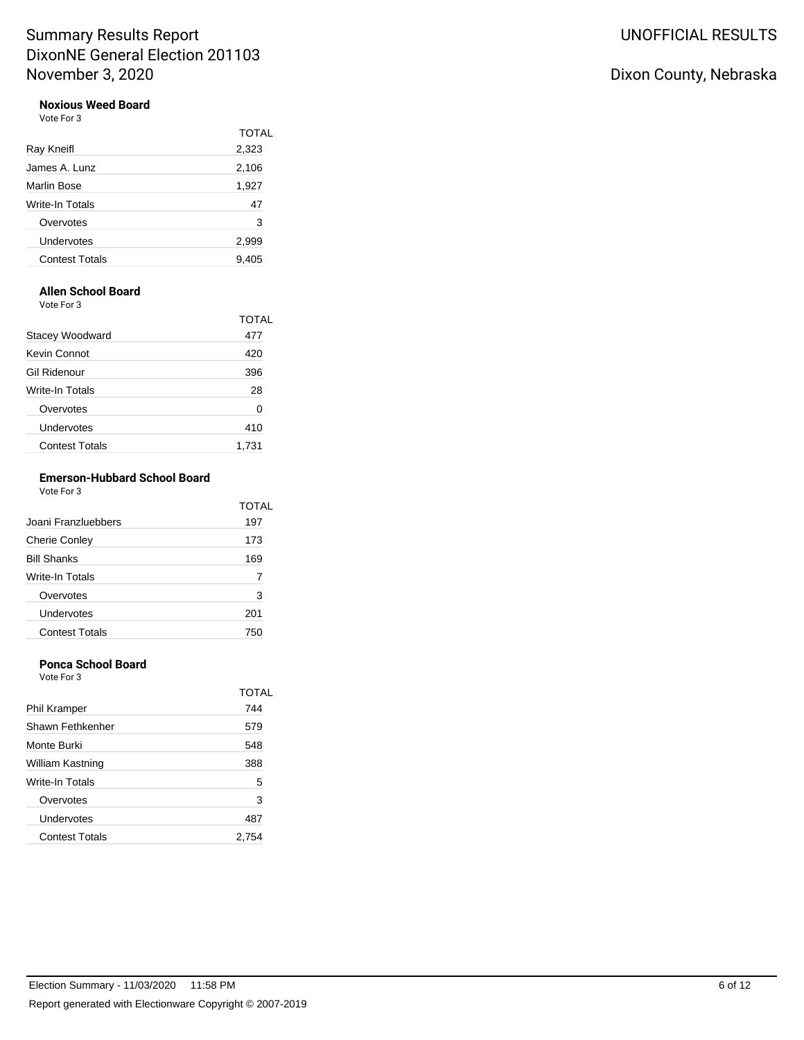# Summary Results Report
# DixonNE General Election 201103
# November 3, 2020

UNOFFICIAL RESULTS

Dixon County, Nebraska

### Noxious Weed Board

Vote For 3

| | TOTAL |
|---|---|
| Ray Kneifl | 2,323 |
| James A. Lunz | 2,106 |
| Marlin Bose | 1,927 |
| Write-In Totals | 47 |
| Overvotes | 3 |
| Undervotes | 2,999 |
| Contest Totals | 9,405 |

### Allen School Board

Vote For 3

| | TOTAL |
|---|---|
| Stacey Woodward | 477 |
| Kevin Connot | 420 |
| Gil Ridenour | 396 |
| Write-In Totals | 28 |
| Overvotes | 0 |
| Undervotes | 410 |
| Contest Totals | 1,731 |

### Emerson-Hubbard School Board

Vote For 3

| | TOTAL |
|---|---|
| Joani Franzluebbers | 197 |
| Cherie Conley | 173 |
| Bill Shanks | 169 |
| Write-In Totals | 7 |
| Overvotes | 3 |
| Undervotes | 201 |
| Contest Totals | 750 |

### Ponca School Board

Vote For 3

| | TOTAL |
|---|---|
| Phil Kramper | 744 |
| Shawn Fethkenher | 579 |
| Monte Burki | 548 |
| William Kastning | 388 |
| Write-In Totals | 5 |
| Overvotes | 3 |
| Undervotes | 487 |
| Contest Totals | 2,754 |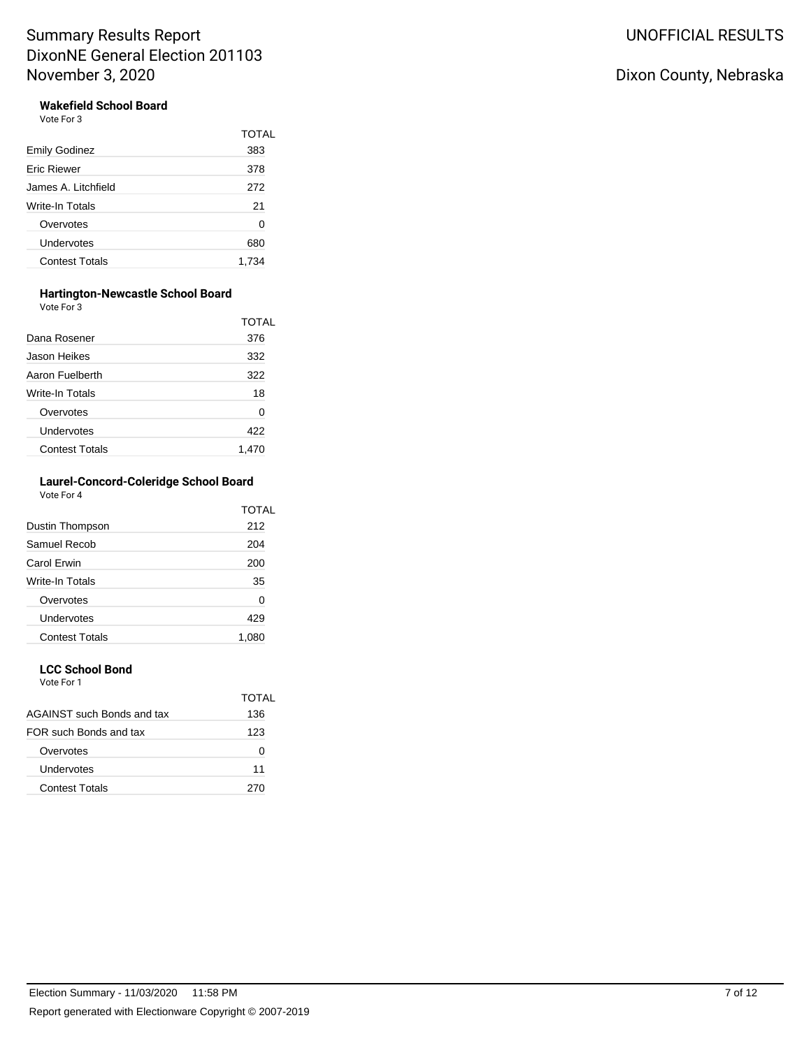# Summary Results Report
DixonNE General Election 201103
November 3, 2020

UNOFFICIAL RESULTS

Dixon County, Nebraska

### Wakefield School Board
Vote For 3

| | TOTAL |
|---|---|
| Emily Godinez | 383 |
| Eric Riewer | 378 |
| James A. Litchfield | 272 |
| Write-In Totals | 21 |
| Overvotes | 0 |
| Undervotes | 680 |
| Contest Totals | 1,734 |

### Hartington-Newcastle School Board
Vote For 3

| | TOTAL |
|---|---|
| Dana Rosener | 376 |
| Jason Heikes | 332 |
| Aaron Fuelberth | 322 |
| Write-In Totals | 18 |
| Overvotes | 0 |
| Undervotes | 422 |
| Contest Totals | 1,470 |

### Laurel-Concord-Coleridge School Board
Vote For 4

| | TOTAL |
|---|---|
| Dustin Thompson | 212 |
| Samuel Recob | 204 |
| Carol Erwin | 200 |
| Write-In Totals | 35 |
| Overvotes | 0 |
| Undervotes | 429 |
| Contest Totals | 1,080 |

### LCC School Bond
Vote For 1

| | TOTAL |
|---|---|
| AGAINST such Bonds and tax | 136 |
| FOR such Bonds and tax | 123 |
| Overvotes | 0 |
| Undervotes | 11 |
| Contest Totals | 270 |

Election Summary - 11/03/2020 11:58 PM

Report generated with Electionware Copyright © 2007-2019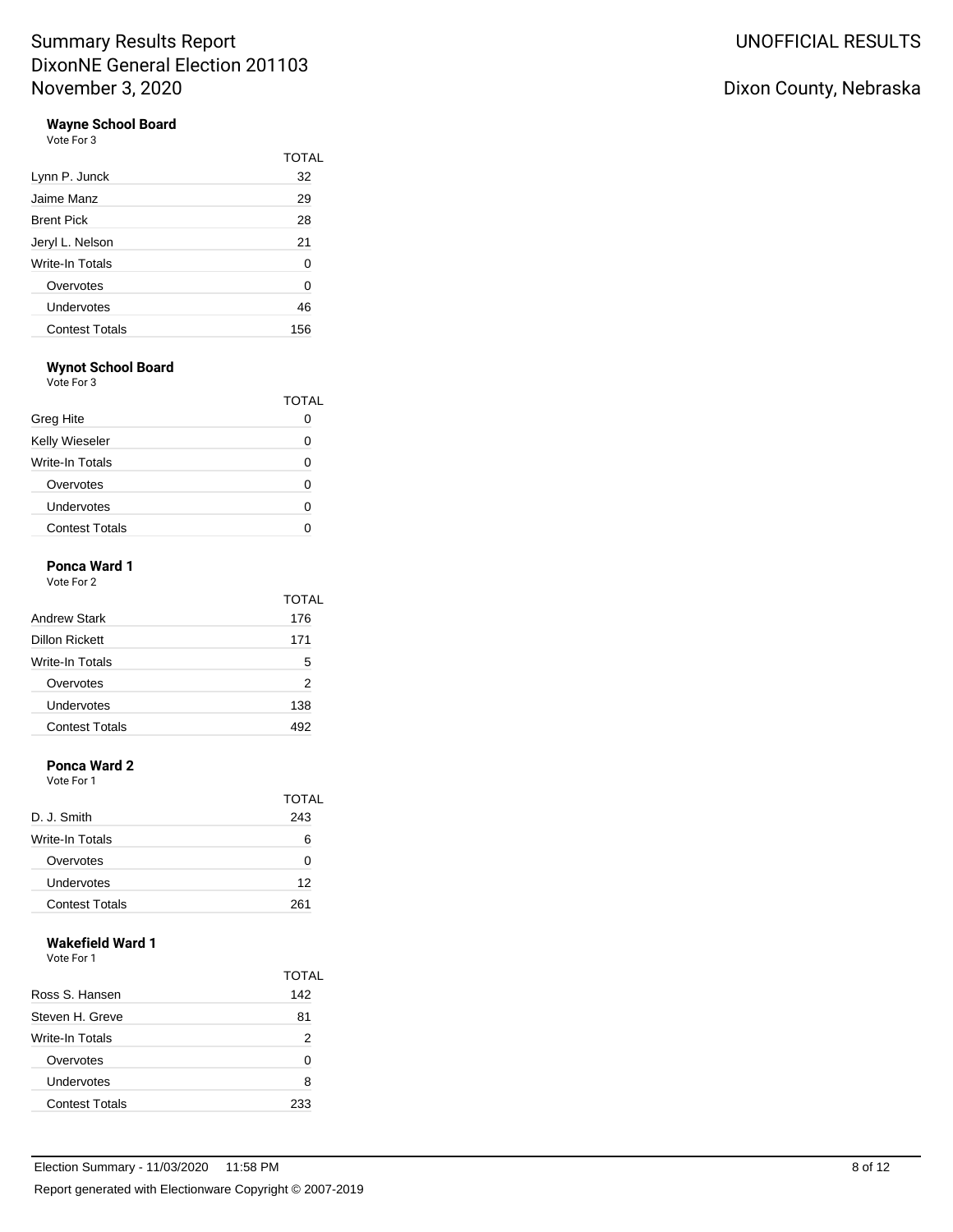# Summary Results Report
## DixonNE General Election 201103
## November 3, 2020

UNOFFICIAL RESULTS

Dixon County, Nebraska

### Wayne School Board
Vote For 3

| | TOTAL |
|---|---|
| Lynn P. Junck | 32 |
| Jaime Manz | 29 |
| Brent Pick | 28 |
| Jeryl L. Nelson | 21 |
| Write-In Totals | 0 |
| Overvotes | 0 |
| Undervotes | 46 |
| Contest Totals | 156 |

### Wynot School Board
Vote For 3

| | TOTAL |
|---|---|
| Greg Hite | 0 |
| Kelly Wieseler | 0 |
| Write-In Totals | 0 |
| Overvotes | 0 |
| Undervotes | 0 |
| Contest Totals | 0 |

### Ponca Ward 1
Vote For 2

| | TOTAL |
|---|---|
| Andrew Stark | 176 |
| Dillon Rickett | 171 |
| Write-In Totals | 5 |
| Overvotes | 2 |
| Undervotes | 138 |
| Contest Totals | 492 |

### Ponca Ward 2
Vote For 1

| | TOTAL |
|---|---|
| D. J. Smith | 243 |
| Write-In Totals | 6 |
| Overvotes | 0 |
| Undervotes | 12 |
| Contest Totals | 261 |

### Wakefield Ward 1
Vote For 1

| | TOTAL |
|---|---|
| Ross S. Hansen | 142 |
| Steven H. Greve | 81 |
| Write-In Totals | 2 |
| Overvotes | 0 |
| Undervotes | 8 |
| Contest Totals | 233 |

Election Summary - 11/03/2020 11:58 PM

Report generated with Electionware Copyright © 2007-2019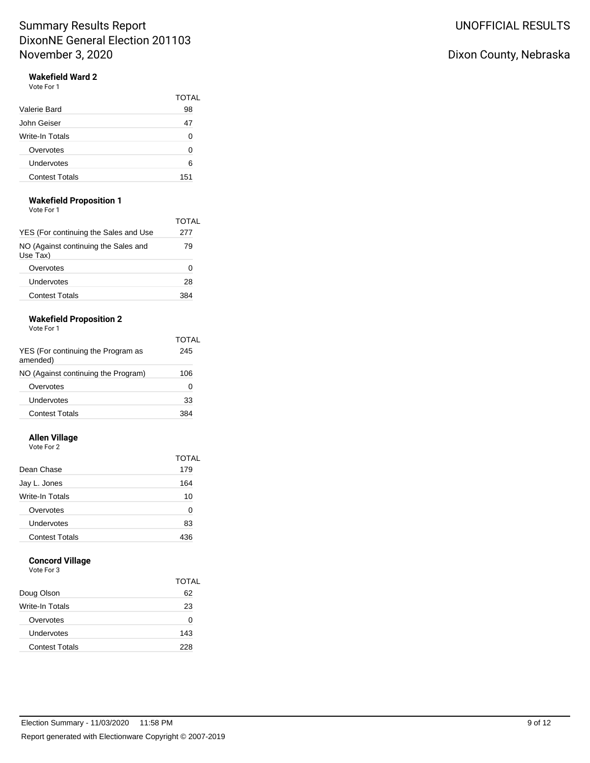# Summary Results Report

DixonNE General Election 201103
November 3, 2020

UNOFFICIAL RESULTS

Dixon County, Nebraska

### Wakefield Ward 2

Vote For 1

| | TOTAL |
|---|---|
| Valerie Bard | 98 |
| John Geiser | 47 |
| Write-In Totals | 0 |
| Overvotes | 0 |
| Undervotes | 6 |
| Contest Totals | 151 |

### Wakefield Proposition 1

Vote For 1

| | TOTAL |
|---|---|
| YES (For continuing the Sales and Use | 277 |
| NO (Against continuing the Sales and Use Tax) | 79 |
| Overvotes | 0 |
| Undervotes | 28 |
| Contest Totals | 384 |

### Wakefield Proposition 2

Vote For 1

| | TOTAL |
|---|---|
| YES (For continuing the Program as amended) | 245 |
| NO (Against continuing the Program) | 106 |
| Overvotes | 0 |
| Undervotes | 33 |
| Contest Totals | 384 |

### Allen Village

Vote For 2

| | TOTAL |
|---|---|
| Dean Chase | 179 |
| Jay L. Jones | 164 |
| Write-In Totals | 10 |
| Overvotes | 0 |
| Undervotes | 83 |
| Contest Totals | 436 |

### Concord Village

Vote For 3

| | TOTAL |
|---|---|
| Doug Olson | 62 |
| Write-In Totals | 23 |
| Overvotes | 0 |
| Undervotes | 143 |
| Contest Totals | 228 |

Election Summary - 11/03/2020 11:58 PM

Report generated with Electionware Copyright © 2007-2019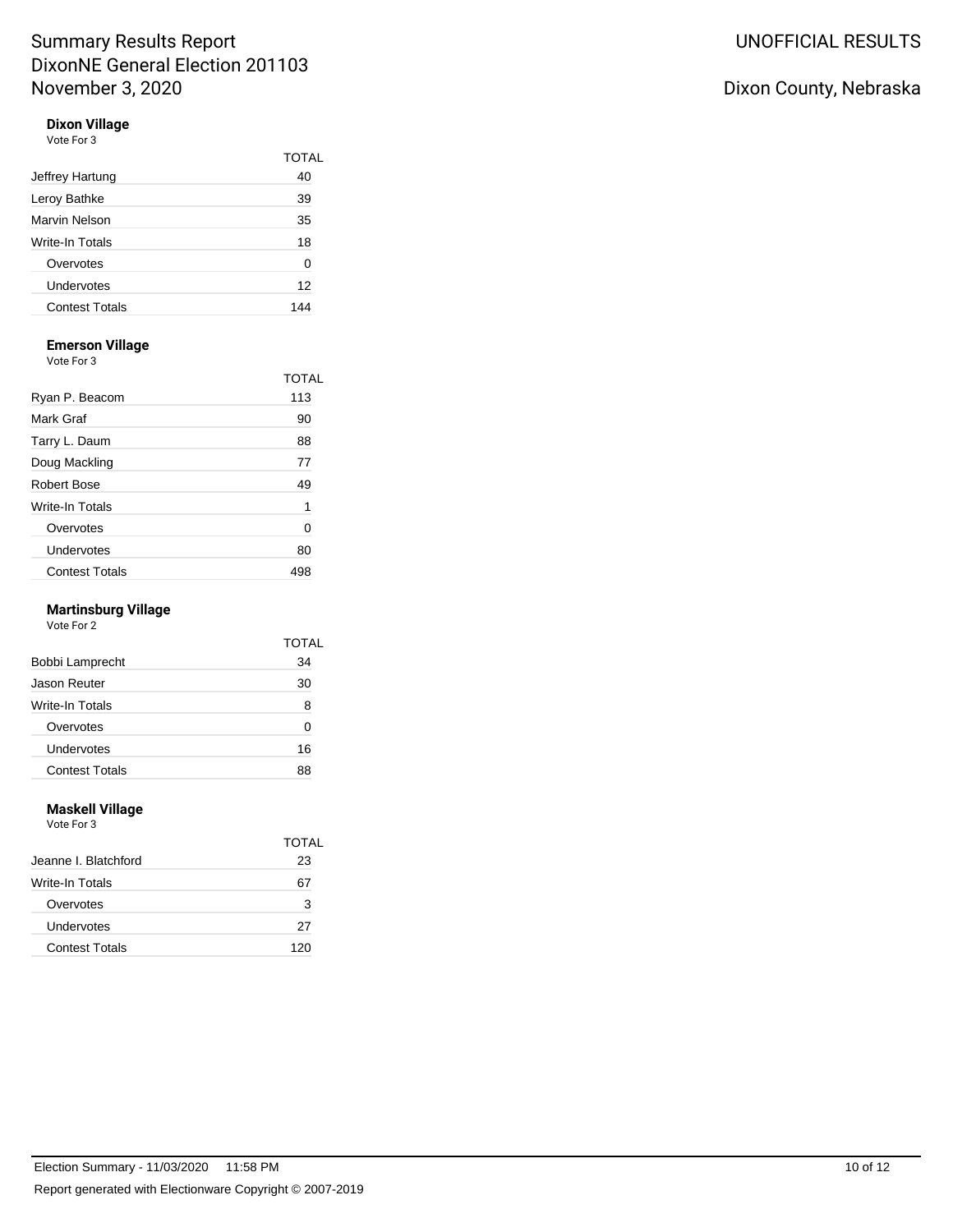### Dixon Village

Vote For 3

| | TOTAL |
|---|---|
| Jeffrey Hartung | 40 |
| Leroy Bathke | 39 |
| Marvin Nelson | 35 |
| Write-In Totals | 18 |
| Overvotes | 0 |
| Undervotes | 12 |
| Contest Totals | 144 |

### Emerson Village

Vote For 3

| | TOTAL |
|---|---|
| Ryan P. Beacom | 113 |
| Mark Graf | 90 |
| Tarry L. Daum | 88 |
| Doug Mackling | 77 |
| Robert Bose | 49 |
| Write-In Totals | 1 |
| Overvotes | 0 |
| Undervotes | 80 |
| Contest Totals | 498 |

### Martinsburg Village

Vote For 2

| | TOTAL |
|---|---|
| Bobbi Lamprecht | 34 |
| Jason Reuter | 30 |
| Write-In Totals | 8 |
| Overvotes | 0 |
| Undervotes | 16 |
| Contest Totals | 88 |

### Maskell Village

Vote For 3

| | TOTAL |
|---|---|
| Jeanne I. Blatchford | 23 |
| Write-In Totals | 67 |
| Overvotes | 3 |
| Undervotes | 27 |
| Contest Totals | 120 |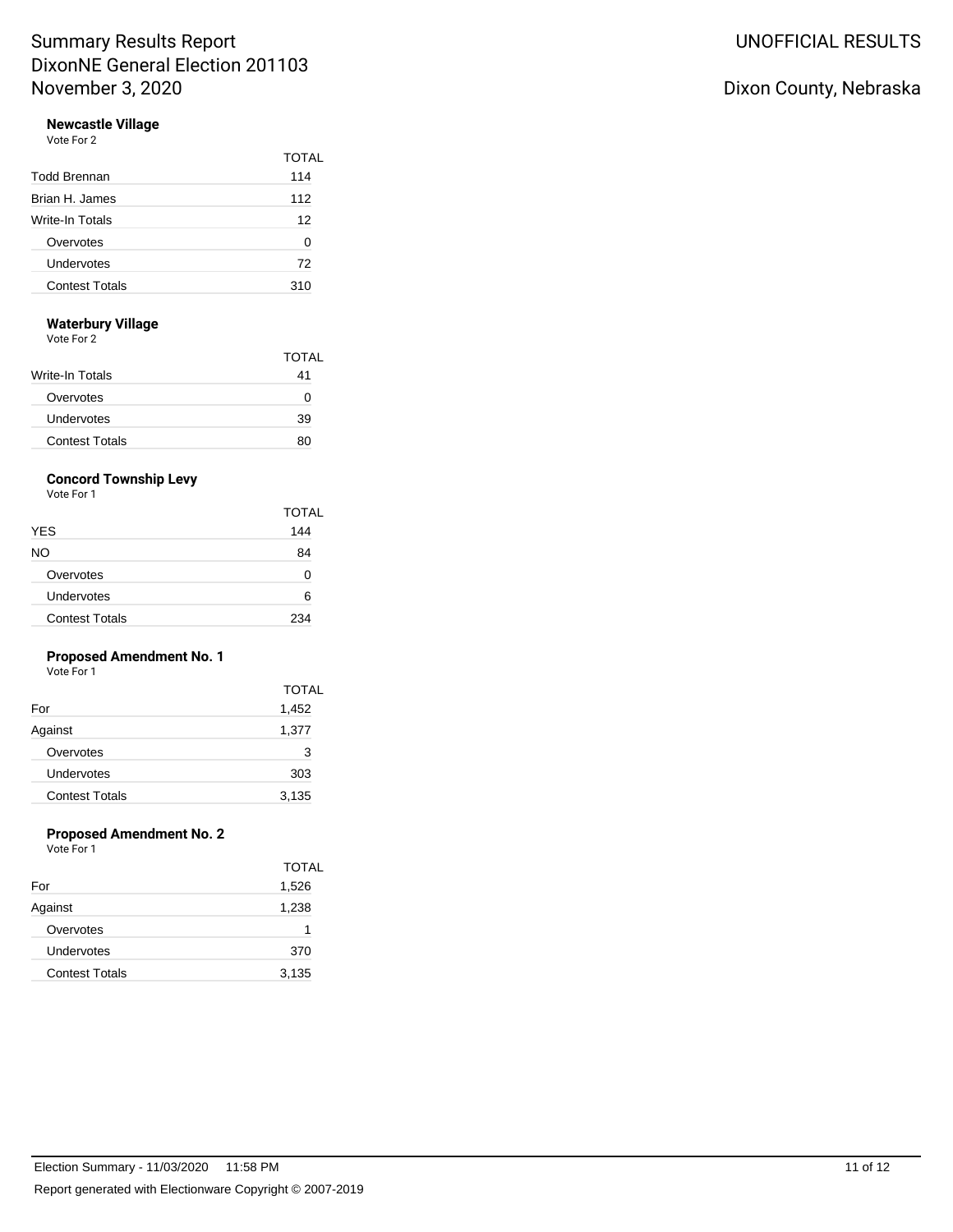# Summary Results Report

DixonNE General Election 201103

November 3, 2020

UNOFFICIAL RESULTS

Dixon County, Nebraska

### Newcastle Village

Vote For 2

| | TOTAL |
|---|---|
| Todd Brennan | 114 |
| Brian H. James | 112 |
| Write-In Totals | 12 |
| Overvotes | 0 |
| Undervotes | 72 |
| Contest Totals | 310 |

### Waterbury Village

Vote For 2

| | TOTAL |
|---|---|
| Write-In Totals | 41 |
| Overvotes | 0 |
| Undervotes | 39 |
| Contest Totals | 80 |

### Concord Township Levy

Vote For 1

| | TOTAL |
|---|---|
| YES | 144 |
| NO | 84 |
| Overvotes | 0 |
| Undervotes | 6 |
| Contest Totals | 234 |

### Proposed Amendment No. 1

Vote For 1

| | TOTAL |
|---|---|
| For | 1,452 |
| Against | 1,377 |
| Overvotes | 3 |
| Undervotes | 303 |
| Contest Totals | 3,135 |

### Proposed Amendment No. 2

Vote For 1

| | TOTAL |
|---|---|
| For | 1,526 |
| Against | 1,238 |
| Overvotes | 1 |
| Undervotes | 370 |
| Contest Totals | 3,135 |

Election Summary - 11/03/2020 11:58 PM

Report generated with Electionware Copyright © 2007-2019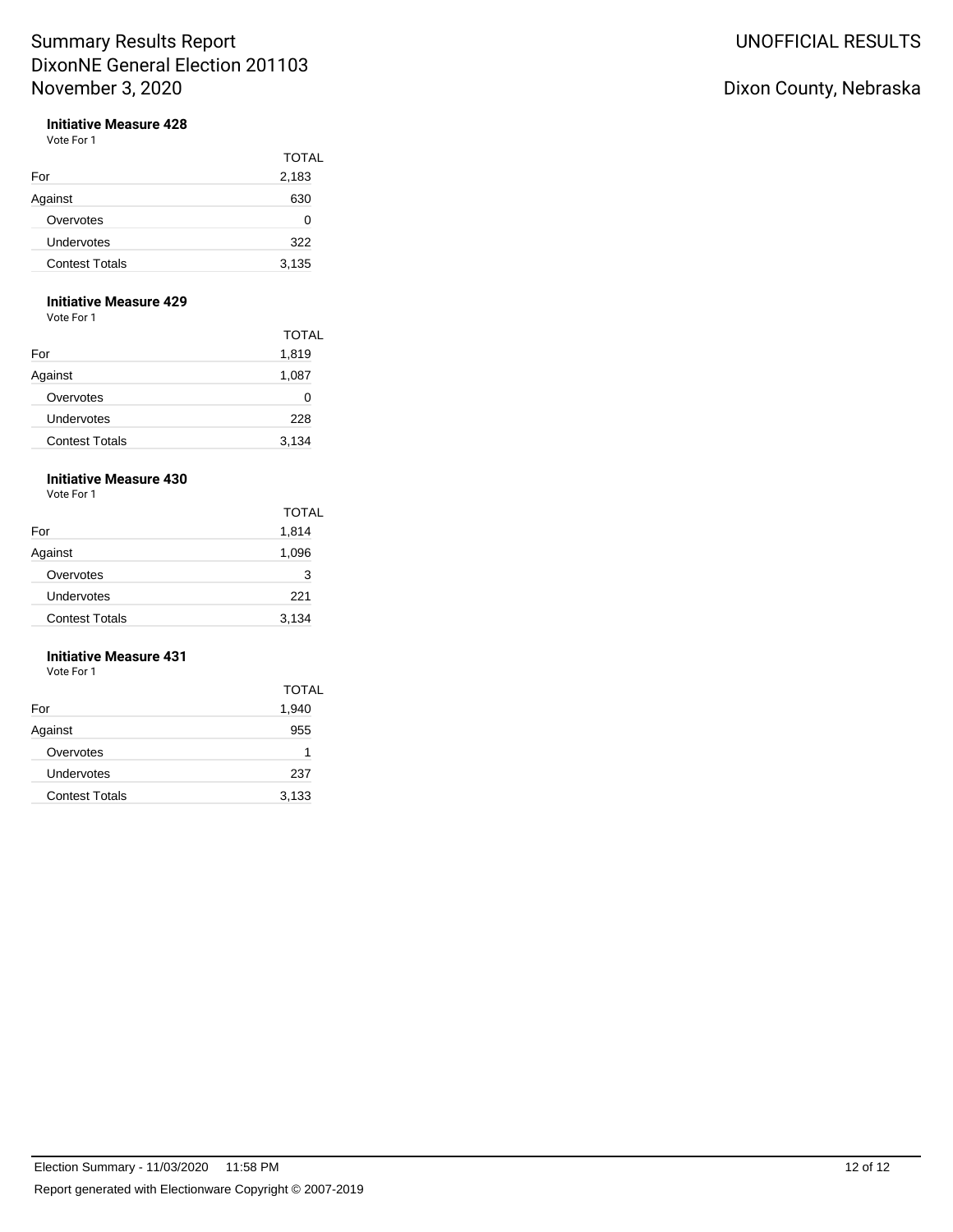### Initiative Measure 428

Vote For 1

| | TOTAL |
|---|---|
| For | 2,183 |
| Against | 630 |
| Overvotes | 0 |
| Undervotes | 322 |
| Contest Totals | 3,135 |

### Initiative Measure 429

Vote For 1

| | TOTAL |
|---|---|
| For | 1,819 |
| Against | 1,087 |
| Overvotes | 0 |
| Undervotes | 228 |
| Contest Totals | 3,134 |

### Initiative Measure 430

Vote For 1

| | TOTAL |
|---|---|
| For | 1,814 |
| Against | 1,096 |
| Overvotes | 3 |
| Undervotes | 221 |
| Contest Totals | 3,134 |

### Initiative Measure 431

Vote For 1

| | TOTAL |
|---|---|
| For | 1,940 |
| Against | 955 |
| Overvotes | 1 |
| Undervotes | 237 |
| Contest Totals | 3,133 |